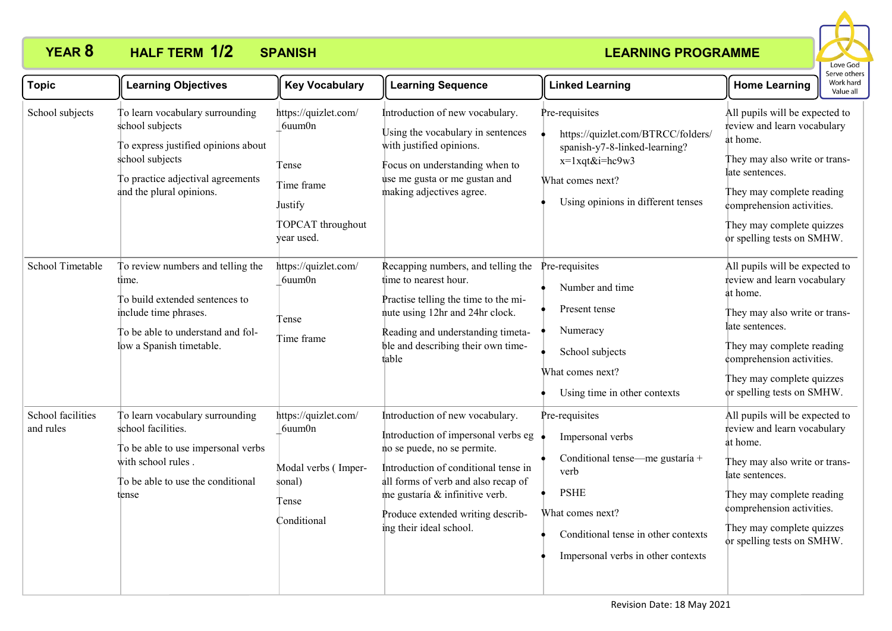# YEAR 8 HALF TERM 1/2 SPANISH LEARNING PROGRAMME

Love God
Serve others
Work hard
Value all

| Topic | Learning Objectives | Key Vocabulary | Learning Sequence | Linked Learning | Home Learning |
|---|---|---|---|---|---|
| School subjects | To learn vocabulary surrounding school subjects<br><br>To express justified opinions about school subjects<br><br>To practice adjectival agreements and the plural opinions. | https://quizlet.com/_6uum0n<br><br>Tense<br><br>Time frame<br><br>Justify<br><br>TOPCAT throughout year used. | Introduction of new vocabulary.<br><br>Using the vocabulary in sentences with justified opinions.<br><br>Focus on understanding when to use me gusta or me gustan and making adjectives agree. | Pre-requisites<br><br>• https://quizlet.com/BTRCC/folders/spanish-y7-8-linked-learning?x=1xqt&i=hc9w3<br><br>What comes next?<br><br>• Using opinions in different tenses | All pupils will be expected to review and learn vocabulary at home.<br><br>They may also write or translate sentences.<br><br>They may complete reading comprehension activities.<br><br>They may complete quizzes or spelling tests on SMHW. |
| School Timetable | To review numbers and telling the time.<br><br>To build extended sentences to include time phrases.<br><br>To be able to understand and follow a Spanish timetable. | https://quizlet.com/_6uum0n<br><br>Tense<br><br>Time frame | Recapping numbers, and telling the time to nearest hour.<br><br>Practise telling the time to the minute using 12hr and 24hr clock.<br><br>Reading and understanding timetable and describing their own timetable | Pre-requisites<br><br>• Number and time<br><br>• Present tense<br><br>• Numeracy<br><br>• School subjects<br><br>What comes next?<br><br>• Using time in other contexts | All pupils will be expected to review and learn vocabulary at home.<br><br>They may also write or translate sentences.<br><br>They may complete reading comprehension activities.<br><br>They may complete quizzes or spelling tests on SMHW. |
| School facilities and rules | To learn vocabulary surrounding school facilities.<br><br>To be able to use impersonal verbs with school rules .<br><br>To be able to use the conditional tense | https://quizlet.com/_6uum0n<br><br>Modal verbs ( Impersonal)<br><br>Tense<br><br>Conditional | Introduction of new vocabulary.<br><br>Introduction of impersonal verbs eg no se puede, no se permite.<br><br>Introduction of conditional tense in all forms of verb and also recap of me gustaría & infinitive verb.<br><br>Produce extended writing describing their ideal school. | Pre-requisites<br><br>• Impersonal verbs<br><br>• Conditional tense—me gustaría + verb<br><br>• PSHE<br><br>What comes next?<br><br>• Conditional tense in other contexts<br><br>• Impersonal verbs in other contexts | All pupils will be expected to review and learn vocabulary at home.<br><br>They may also write or translate sentences.<br><br>They may complete reading comprehension activities.<br><br>They may complete quizzes or spelling tests on SMHW. |

Revision Date: 18 May 2021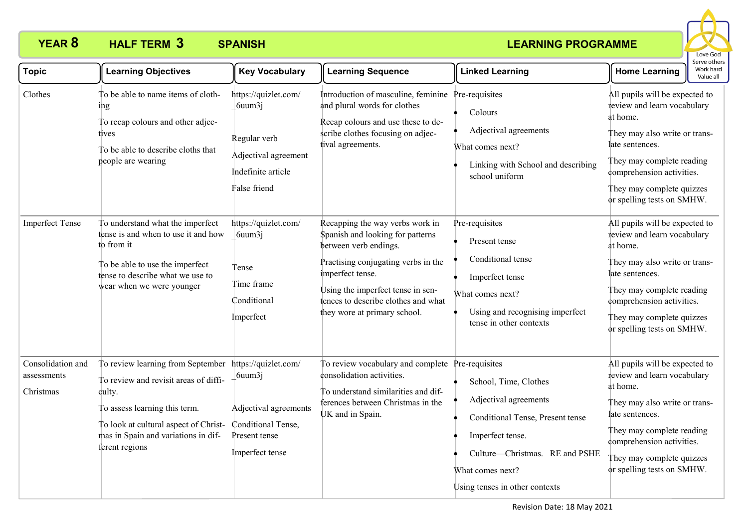# YEAR 8 HALF TERM 3 SPANISH LEARNING PROGRAMME

Love God
Serve others
Work hard
Value all

| Topic | Learning Objectives | Key Vocabulary | Learning Sequence | Linked Learning | Home Learning |
|---|---|---|---|---|---|
| Clothes | To be able to name items of clothing<br>To recap colours and other adjectives<br>To be able to describe cloths that people are wearing | https://quizlet.com/_6uum3j<br><br>Regular verb<br>Adjectival agreement<br>Indefinite article<br>False friend | Introduction of masculine, feminine and plural words for clothes<br>Recap colours and use these to describe clothes focusing on adjectival agreements. | Pre-requisites<br>• Colours<br>• Adjectival agreements<br>What comes next?<br>• Linking with School and describing school uniform | All pupils will be expected to review and learn vocabulary at home.<br>They may also write or translate sentences.<br>They may complete reading comprehension activities.<br>They may complete quizzes or spelling tests on SMHW. |
| Imperfect Tense | To understand what the imperfect tense is and when to use it and how to from it<br>To be able to use the imperfect tense to describe what we use to wear when we were younger | https://quizlet.com/_6uum3j<br><br>Tense<br>Time frame<br>Conditional<br>Imperfect | Recapping the way verbs work in Spanish and looking for patterns between verb endings.<br>Practising conjugating verbs in the imperfect tense.<br>Using the imperfect tense in sentences to describe clothes and what they wore at primary school. | Pre-requisites<br>• Present tense<br>• Conditional tense<br>• Imperfect tense<br>What comes next?<br>• Using and recognising imperfect tense in other contexts | All pupils will be expected to review and learn vocabulary at home.<br>They may also write or translate sentences.<br>They may complete reading comprehension activities.<br>They may complete quizzes or spelling tests on SMHW. |
| Consolidation and assessments<br>Christmas | To review learning from September<br>To review and revisit areas of difficulty.<br>To assess learning this term.<br>To look at cultural aspect of Christmas in Spain and variations in different regions | https://quizlet.com/_6uum3j<br><br>Adjectival agreements<br>Conditional Tense, Present tense<br>Imperfect tense | To review vocabulary and complete consolidation activities.<br>To understand similarities and differences between Christmas in the UK and in Spain. | Pre-requisites<br>• School, Time, Clothes<br>• Adjectival agreements<br>• Conditional Tense, Present tense<br>• Imperfect tense.<br>• Culture—Christmas. RE and PSHE<br>What comes next?<br>Using tenses in other contexts | All pupils will be expected to review and learn vocabulary at home.<br>They may also write or translate sentences.<br>They may complete reading comprehension activities.<br>They may complete quizzes or spelling tests on SMHW. |

Revision Date: 18 May 2021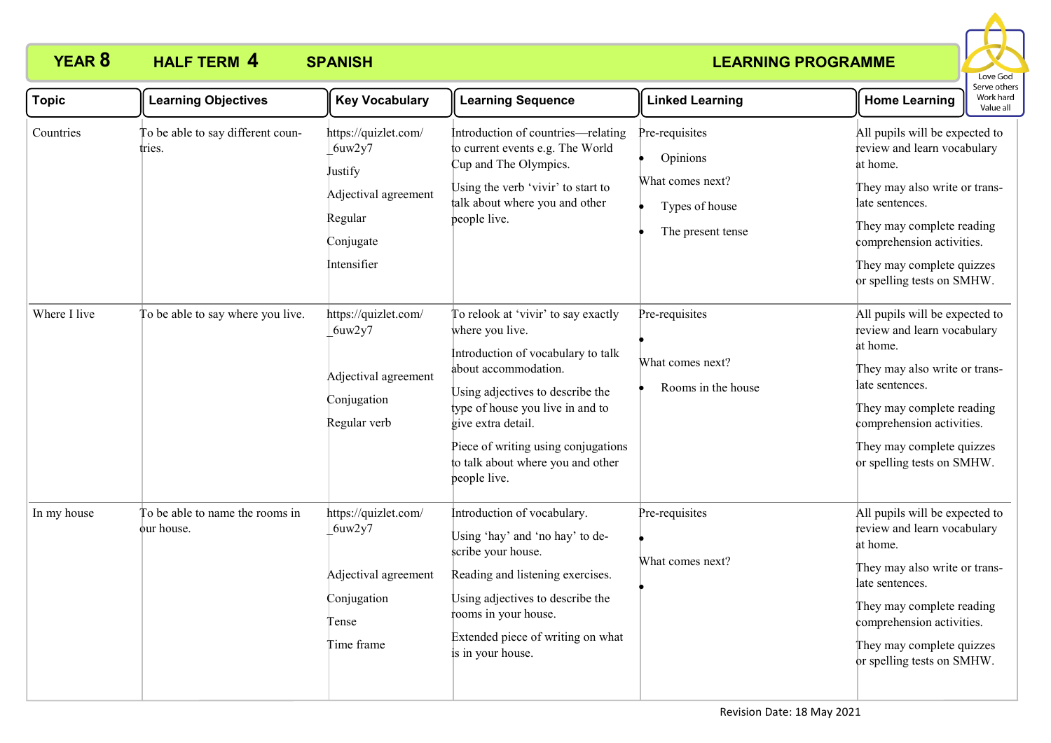**YEAR 8 HALF TERM 4 SPANISH LEARNING PROGRAMME**

Love God
Serve others
Work hard
Value all

| Topic | Learning Objectives | Key Vocabulary | Learning Sequence | Linked Learning | Home Learning |
|---|---|---|---|---|---|
| Countries | To be able to say different countries. | https://quizlet.com/_6uw2y7<br>Justify<br>Adjectival agreement<br>Regular<br>Conjugate<br>Intensifier | Introduction of countries—relating to current events e.g. The World Cup and The Olympics.<br>Using the verb 'vivir' to start to talk about where you and other people live. | Pre-requisites<br>• Opinions<br>What comes next?<br>• Types of house<br>• The present tense | All pupils will be expected to review and learn vocabulary at home.<br>They may also write or translate sentences.<br>They may complete reading comprehension activities.<br>They may complete quizzes or spelling tests on SMHW. |
| Where I live | To be able to say where you live. | https://quizlet.com/_6uw2y7<br>Adjectival agreement<br>Conjugation<br>Regular verb | To relook at 'vivir' to say exactly where you live.<br>Introduction of vocabulary to talk about accommodation.<br>Using adjectives to describe the type of house you live in and to give extra detail.<br>Piece of writing using conjugations to talk about where you and other people live. | Pre-requisites<br>•<br>What comes next?<br>• Rooms in the house | All pupils will be expected to review and learn vocabulary at home.<br>They may also write or translate sentences.<br>They may complete reading comprehension activities.<br>They may complete quizzes or spelling tests on SMHW. |
| In my house | To be able to name the rooms in our house. | https://quizlet.com/_6uw2y7<br>Adjectival agreement<br>Conjugation<br>Tense<br>Time frame | Introduction of vocabulary.<br>Using 'hay' and 'no hay' to describe your house.<br>Reading and listening exercises.<br>Using adjectives to describe the rooms in your house.<br>Extended piece of writing on what is in your house. | Pre-requisites<br>•<br>What comes next?<br>• | All pupils will be expected to review and learn vocabulary at home.<br>They may also write or translate sentences.<br>They may complete reading comprehension activities.<br>They may complete quizzes or spelling tests on SMHW. |

Revision Date: 18 May 2021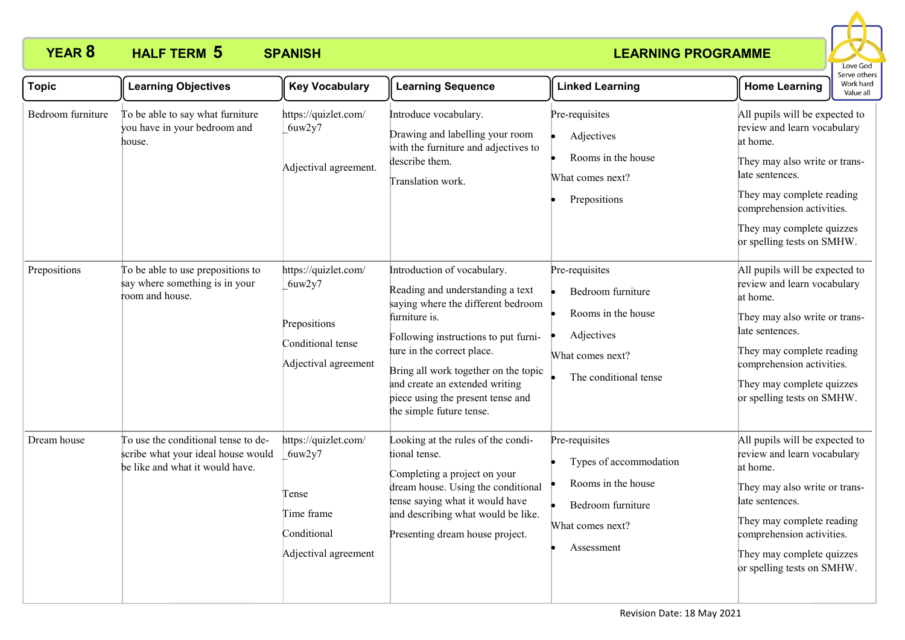# YEAR 8 HALF TERM 5 SPANISH LEARNING PROGRAMME

Love God
Serve others
Work hard
Value all

| Topic | Learning Objectives | Key Vocabulary | Learning Sequence | Linked Learning | Home Learning |
|---|---|---|---|---|---|
| Bedroom furniture | To be able to say what furniture you have in your bedroom and house. | https://quizlet.com/_6uw2y7<br><br>Adjectival agreement. | Introduce vocabulary.<br><br>Drawing and labelling your room with the furniture and adjectives to describe them.<br><br>Translation work. | Pre-requisites<br>• Adjectives<br>• Rooms in the house<br>What comes next?<br>• Prepositions | All pupils will be expected to review and learn vocabulary at home.<br><br>They may also write or translate sentences.<br><br>They may complete reading comprehension activities.<br><br>They may complete quizzes or spelling tests on SMHW. |
| Prepositions | To be able to use prepositions to say where something is in your room and house. | https://quizlet.com/_6uw2y7<br><br>Prepositions<br><br>Conditional tense<br><br>Adjectival agreement | Introduction of vocabulary.<br><br>Reading and understanding a text saying where the different bedroom furniture is.<br><br>Following instructions to put furniture in the correct place.<br><br>Bring all work together on the topic and create an extended writing piece using the present tense and the simple future tense. | Pre-requisites<br>• Bedroom furniture<br>• Rooms in the house<br>• Adjectives<br>What comes next?<br>• The conditional tense | All pupils will be expected to review and learn vocabulary at home.<br><br>They may also write or translate sentences.<br><br>They may complete reading comprehension activities.<br><br>They may complete quizzes or spelling tests on SMHW. |
| Dream house | To use the conditional tense to describe what your ideal house would be like and what it would have. | https://quizlet.com/_6uw2y7<br><br>Tense<br><br>Time frame<br><br>Conditional<br><br>Adjectival agreement | Looking at the rules of the conditional tense.<br><br>Completing a project on your dream house. Using the conditional tense saying what it would have and describing what would be like.<br><br>Presenting dream house project. | Pre-requisites<br>• Types of accommodation<br>• Rooms in the house<br>• Bedroom furniture<br>What comes next?<br>• Assessment | All pupils will be expected to review and learn vocabulary at home.<br><br>They may also write or translate sentences.<br><br>They may complete reading comprehension activities.<br><br>They may complete quizzes or spelling tests on SMHW. |

Revision Date: 18 May 2021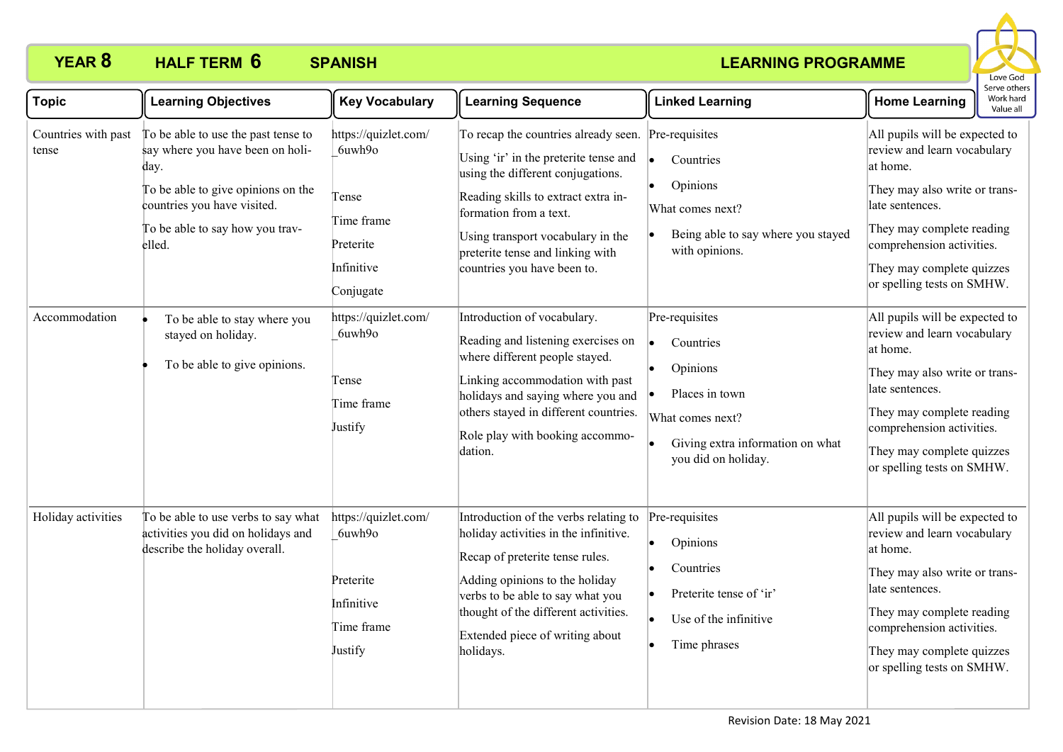**YEAR 8 HALF TERM 6 SPANISH LEARNING PROGRAMME**

Love God
Serve others
Work hard
Value all

| Topic | Learning Objectives | Key Vocabulary | Learning Sequence | Linked Learning | Home Learning |
|---|---|---|---|---|---|
| Countries with past tense | To be able to use the past tense to say where you have been on holiday.<br>To be able to give opinions on the countries you have visited.<br>To be able to say how you travelled. | https://quizlet.com/_6uwh9o<br><br>Tense<br>Time frame<br>Preterite<br>Infinitive<br>Conjugate | To recap the countries already seen.<br>Using 'ir' in the preterite tense and using the different conjugations.<br>Reading skills to extract extra information from a text.<br>Using transport vocabulary in the preterite tense and linking with countries you have been to. | Pre-requisites<br>• Countries<br>• Opinions<br>What comes next?<br>• Being able to say where you stayed with opinions. | All pupils will be expected to review and learn vocabulary at home.<br>They may also write or translate sentences.<br>They may complete reading comprehension activities.<br>They may complete quizzes or spelling tests on SMHW. |
| Accommodation | • To be able to stay where you stayed on holiday.<br>• To be able to give opinions. | https://quizlet.com/_6uwh9o<br><br>Tense<br>Time frame<br>Justify | Introduction of vocabulary.<br>Reading and listening exercises on where different people stayed.<br>Linking accommodation with past holidays and saying where you and others stayed in different countries.<br>Role play with booking accommodation. | Pre-requisites<br>• Countries<br>• Opinions<br>• Places in town<br>What comes next?<br>• Giving extra information on what you did on holiday. | All pupils will be expected to review and learn vocabulary at home.<br>They may also write or translate sentences.<br>They may complete reading comprehension activities.<br>They may complete quizzes or spelling tests on SMHW. |
| Holiday activities | To be able to use verbs to say what activities you did on holidays and describe the holiday overall. | https://quizlet.com/_6uwh9o<br><br>Preterite<br>Infinitive<br>Time frame<br>Justify | Introduction of the verbs relating to holiday activities in the infinitive.<br>Recap of preterite tense rules.<br>Adding opinions to the holiday verbs to be able to say what you thought of the different activities.<br>Extended piece of writing about holidays. | Pre-requisites<br>• Opinions<br>• Countries<br>• Preterite tense of 'ir'<br>• Use of the infinitive<br>• Time phrases | All pupils will be expected to review and learn vocabulary at home.<br>They may also write or translate sentences.<br>They may complete reading comprehension activities.<br>They may complete quizzes or spelling tests on SMHW. |

Revision Date: 18 May 2021